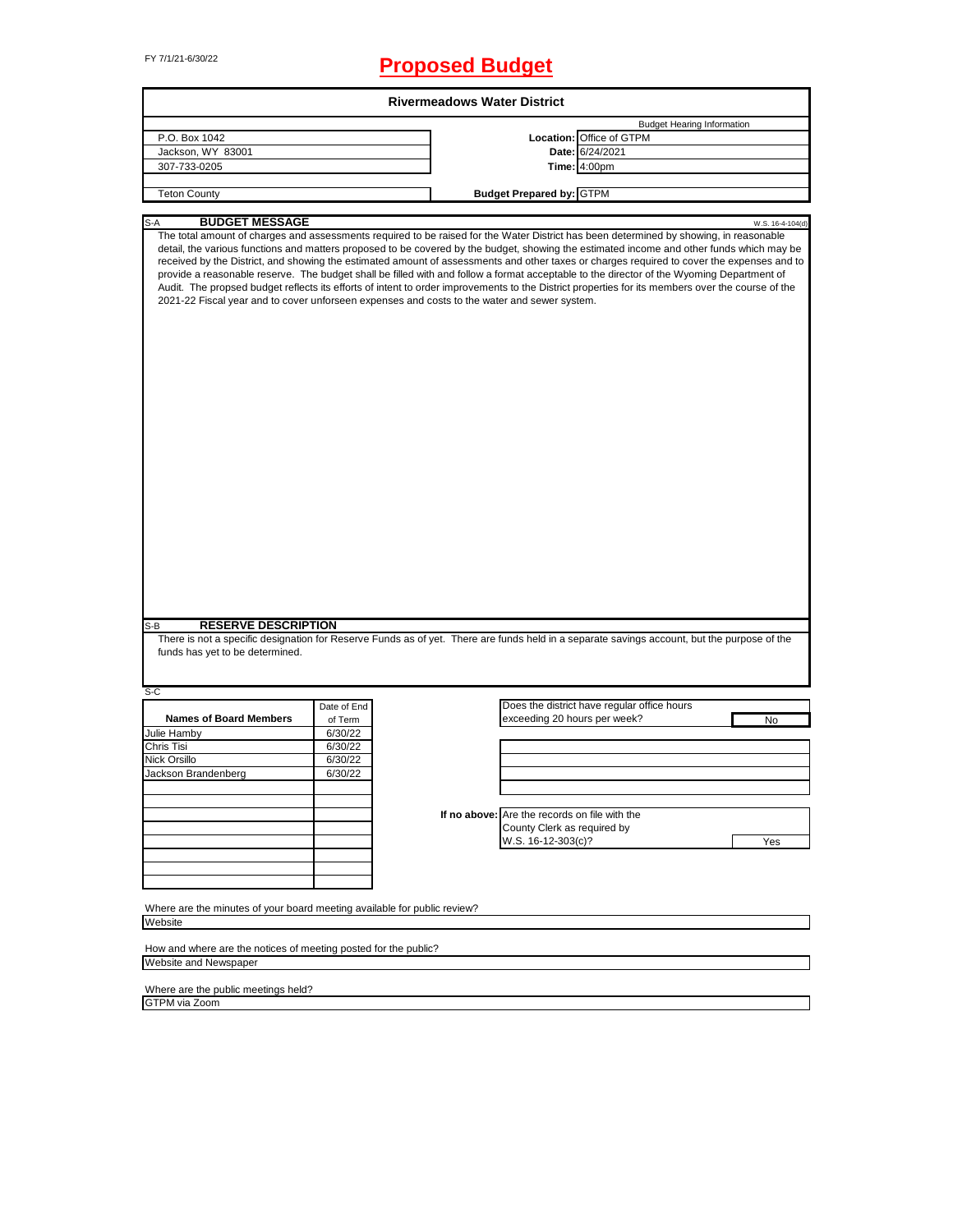FY 7/1/21-6/30/22

# Proposed Budget

## Rivermeadows Water District

| | | |
|---|---|---|
| P.O. Box 1042 | | Budget Hearing Information |
| Jackson, WY 83001 | **Location:** | Office of GTPM |
| 307-733-0205 | **Date:** | 6/24/2021 |
| | **Time:** | 4:00pm |
| Teton County | **Budget Prepared by:** | GTPM |

### S-A BUDGET MESSAGE

W.S. 16-4-104(d)

The total amount of charges and assessments required to be raised for the Water District has been determined by showing, in reasonable detail, the various functions and matters proposed to be covered by the budget, showing the estimated income and other funds which may be received by the District, and showing the estimated amount of assessments and other taxes or charges required to cover the expenses and to provide a reasonable reserve. The budget shall be filled with and follow a format acceptable to the director of the Wyoming Department of Audit. The propsed budget reflects its efforts of intent to order improvements to the District properties for its members over the course of the 2021-22 Fiscal year and to cover unforseen expenses and costs to the water and sewer system.

### S-B RESERVE DESCRIPTION

There is not a specific designation for Reserve Funds as of yet. There are funds held in a separate savings account, but the purpose of the funds has yet to be determined.

### S-C

| Names of Board Members | Date of End of Term |
|---|---|
| Julie Hamby | 6/30/22 |
| Chris Tisi | 6/30/22 |
| Nick Orsillo | 6/30/22 |
| Jackson Brandenberg | 6/30/22 |

Does the district have regular office hours exceeding 20 hours per week? **No**

**If no above:** Are the records on file with the County Clerk as required by W.S. 16-12-303(c)? **Yes**

Where are the minutes of your board meeting available for public review?
Website

How and where are the notices of meeting posted for the public?
Website and Newspaper

Where are the public meetings held?
GTPM via Zoom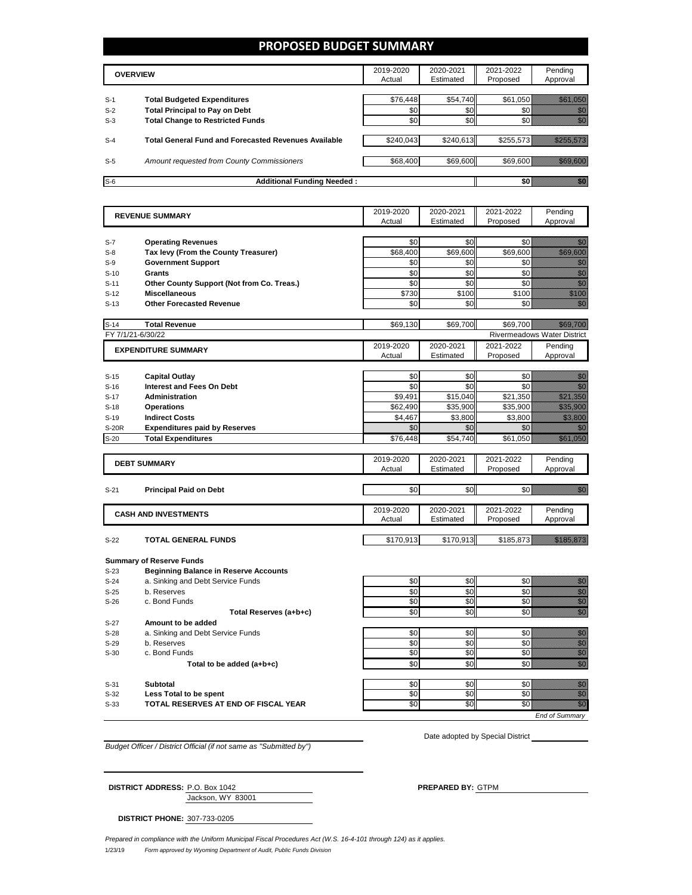# PROPOSED BUDGET SUMMARY

| | OVERVIEW | 2019-2020 Actual | 2020-2021 Estimated | 2021-2022 Proposed | Pending Approval |
|---|---|---|---|---|---|
| S-1 | **Total Budgeted Expenditures** | $76,448 | $54,740 | $61,050 | $61,050 |
| S-2 | **Total Principal to Pay on Debt** | $0 | $0 | $0 | $0 |
| S-3 | **Total Change to Restricted Funds** | $0 | $0 | $0 | $0 |
| S-4 | **Total General Fund and Forecasted Revenues Available** | $240,043 | $240,613 | $255,573 | $255,573 |
| S-5 | *Amount requested from County Commissioners* | $68,400 | $69,600 | $69,600 | $69,600 |
| S-6 | **Additional Funding Needed :** | | | $0 | $0 |

| | REVENUE SUMMARY | 2019-2020 Actual | 2020-2021 Estimated | 2021-2022 Proposed | Pending Approval |
|---|---|---|---|---|---|
| S-7 | **Operating Revenues** | $0 | $0 | $0 | $0 |
| S-8 | **Tax levy (From the County Treasurer)** | $68,400 | $69,600 | $69,600 | $69,600 |
| S-9 | **Government Support** | $0 | $0 | $0 | $0 |
| S-10 | **Grants** | $0 | $0 | $0 | $0 |
| S-11 | **Other County Support (Not from Co. Treas.)** | $0 | $0 | $0 | $0 |
| S-12 | **Miscellaneous** | $730 | $100 | $100 | $100 |
| S-13 | **Other Forecasted Revenue** | $0 | $0 | $0 | $0 |
| S-14 | **Total Revenue** | $69,130 | $69,700 | $69,700 | $69,700 |

FY 7/1/21-6/30/22 — Rivermeadows Water District

| | EXPENDITURE SUMMARY | 2019-2020 Actual | 2020-2021 Estimated | 2021-2022 Proposed | Pending Approval |
|---|---|---|---|---|---|
| S-15 | **Capital Outlay** | $0 | $0 | $0 | $0 |
| S-16 | **Interest and Fees On Debt** | $0 | $0 | $0 | $0 |
| S-17 | **Administration** | $9,491 | $15,040 | $21,350 | $21,350 |
| S-18 | **Operations** | $62,490 | $35,900 | $35,900 | $35,900 |
| S-19 | **Indirect Costs** | $4,467 | $3,800 | $3,800 | $3,800 |
| S-20R | **Expenditures paid by Reserves** | $0 | $0 | $0 | $0 |
| S-20 | **Total Expenditures** | $76,448 | $54,740 | $61,050 | $61,050 |

| | DEBT SUMMARY | 2019-2020 Actual | 2020-2021 Estimated | 2021-2022 Proposed | Pending Approval |
|---|---|---|---|---|---|
| S-21 | **Principal Paid on Debt** | $0 | $0 | $0 | $0 |

| | CASH AND INVESTMENTS | 2019-2020 Actual | 2020-2021 Estimated | 2021-2022 Proposed | Pending Approval |
|---|---|---|---|---|---|
| S-22 | **TOTAL GENERAL FUNDS** | $170,913 | $170,913 | $185,873 | $185,873 |

**Summary of Reserve Funds**

| | | 2019-2020 Actual | 2020-2021 Estimated | 2021-2022 Proposed | Pending Approval |
|---|---|---|---|---|---|
| S-23 | **Beginning Balance in Reserve Accounts** | | | | |
| S-24 | a. Sinking and Debt Service Funds | $0 | $0 | $0 | $0 |
| S-25 | b. Reserves | $0 | $0 | $0 | $0 |
| S-26 | c. Bond Funds | $0 | $0 | $0 | $0 |
| | **Total Reserves (a+b+c)** | $0 | $0 | $0 | $0 |
| S-27 | **Amount to be added** | | | | |
| S-28 | a. Sinking and Debt Service Funds | $0 | $0 | $0 | $0 |
| S-29 | b. Reserves | $0 | $0 | $0 | $0 |
| S-30 | c. Bond Funds | $0 | $0 | $0 | $0 |
| | **Total to be added (a+b+c)** | $0 | $0 | $0 | $0 |
| S-31 | **Subtotal** | $0 | $0 | $0 | $0 |
| S-32 | **Less Total to be spent** | $0 | $0 | $0 | $0 |
| S-33 | **TOTAL RESERVES AT END OF FISCAL YEAR** | $0 | $0 | $0 | $0 |

*End of Summary*

Date adopted by Special District ____________

*Budget Officer / District Official (if not same as "Submitted by")*

**DISTRICT ADDRESS:** P.O. Box 1042
Jackson, WY 83001

**PREPARED BY:** GTPM

**DISTRICT PHONE:** 307-733-0205

*Prepared in compliance with the Uniform Municipal Fiscal Procedures Act (W.S. 16-4-101 through 124) as it applies.*

1/23/19 *Form approved by Wyoming Department of Audit, Public Funds Division*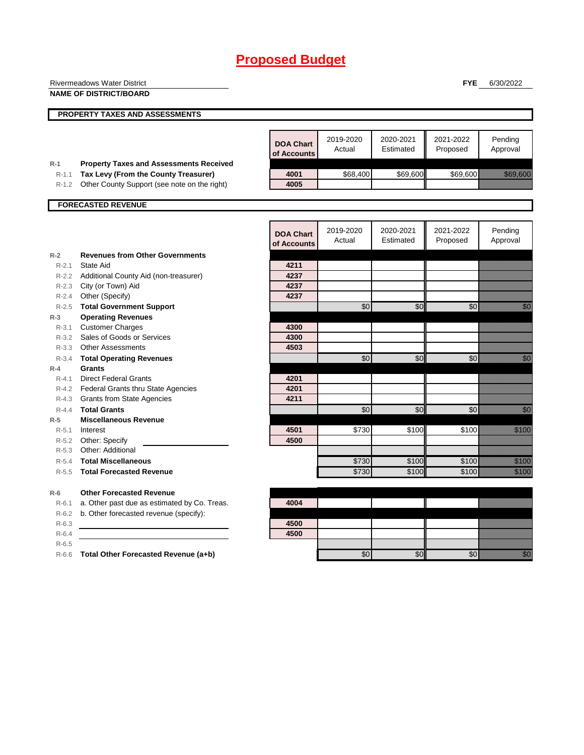# Proposed Budget

Rivermeadows Water District

**NAME OF DISTRICT/BOARD**

**FYE** 6/30/2022

## PROPERTY TAXES AND ASSESSMENTS

| | | DOA Chart of Accounts | 2019-2020 Actual | 2020-2021 Estimated | 2021-2022 Proposed | Pending Approval |
|---|---|---|---|---|---|---|
| R-1 | **Property Taxes and Assessments Received** | | | | | |
| R-1.1 | **Tax Levy (From the County Treasurer)** | 4001 | $68,400 | $69,600 | $69,600 | $69,600 |
| R-1.2 | Other County Support (see note on the right) | 4005 | | | | |

## FORECASTED REVENUE

| | | DOA Chart of Accounts | 2019-2020 Actual | 2020-2021 Estimated | 2021-2022 Proposed | Pending Approval |
|---|---|---|---|---|---|---|
| R-2 | **Revenues from Other Governments** | | | | | |
| R-2.1 | State Aid | 4211 | | | | |
| R-2.2 | Additional County Aid (non-treasurer) | 4237 | | | | |
| R-2.3 | City (or Town) Aid | 4237 | | | | |
| R-2.4 | Other (Specify) | 4237 | | | | |
| R-2.5 | **Total Government Support** | | $0 | $0 | $0 | $0 |
| R-3 | **Operating Revenues** | | | | | |
| R-3.1 | Customer Charges | 4300 | | | | |
| R-3.2 | Sales of Goods or Services | 4300 | | | | |
| R-3.3 | Other Assessments | 4503 | | | | |
| R-3.4 | **Total Operating Revenues** | | $0 | $0 | $0 | $0 |
| R-4 | **Grants** | | | | | |
| R-4.1 | Direct Federal Grants | 4201 | | | | |
| R-4.2 | Federal Grants thru State Agencies | 4201 | | | | |
| R-4.3 | Grants from State Agencies | 4211 | | | | |
| R-4.4 | **Total Grants** | | $0 | $0 | $0 | $0 |
| R-5 | **Miscellaneous Revenue** | | | | | |
| R-5.1 | Interest | 4501 | $730 | $100 | $100 | $100 |
| R-5.2 | Other: Specify | 4500 | | | | |
| R-5.3 | Other: Additional | | | | | |
| R-5.4 | **Total Miscellaneous** | | $730 | $100 | $100 | $100 |
| R-5.5 | **Total Forecasted Revenue** | | $730 | $100 | $100 | $100 |
| R-6 | **Other Forecasted Revenue** | | | | | |
| R-6.1 | a. Other past due as estimated by Co. Treas. | 4004 | | | | |
| R-6.2 | b. Other forecasted revenue (specify): | | | | | |
| R-6.3 | | 4500 | | | | |
| R-6.4 | | 4500 | | | | |
| R-6.5 | | | | | | |
| R-6.6 | **Total Other Forecasted Revenue (a+b)** | | $0 | $0 | $0 | $0 |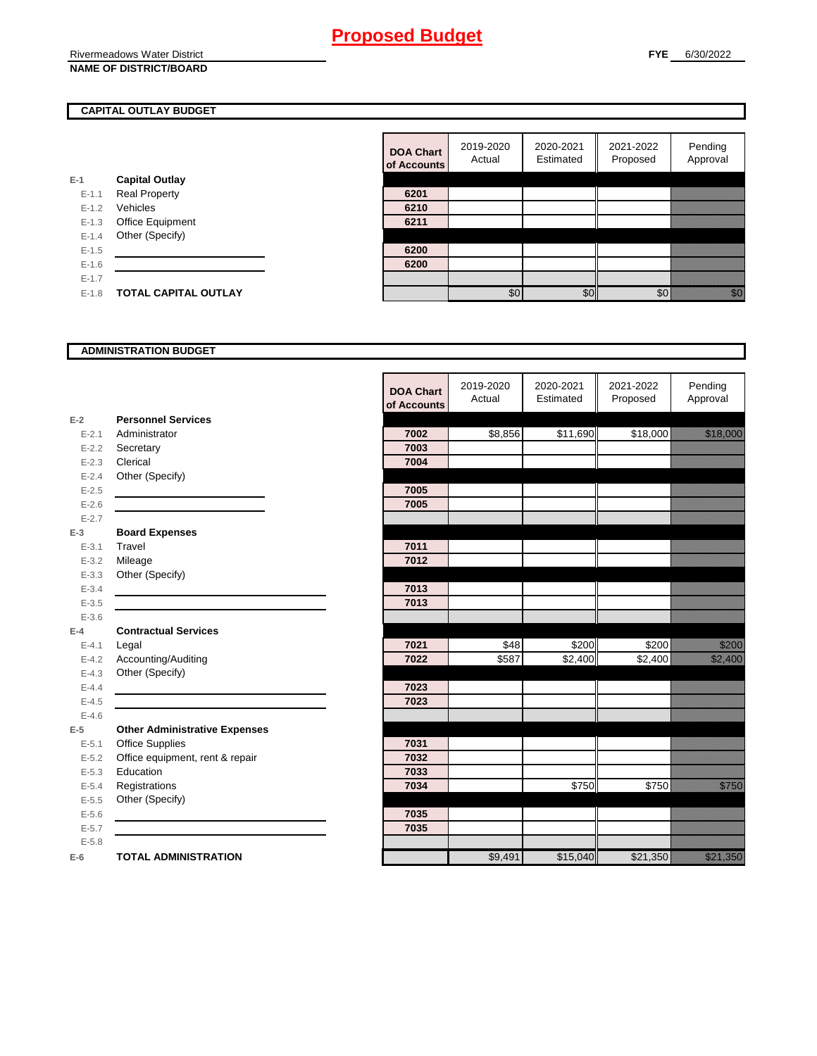# Proposed Budget

Rivermeadows Water District
**NAME OF DISTRICT/BOARD**

**FYE** 6/30/2022

## CAPITAL OUTLAY BUDGET

| | | DOA Chart of Accounts | 2019-2020 Actual | 2020-2021 Estimated | 2021-2022 Proposed | Pending Approval |
|---|---|---|---|---|---|---|
| E-1 | **Capital Outlay** | | | | | |
| E-1.1 | Real Property | 6201 | | | | |
| E-1.2 | Vehicles | 6210 | | | | |
| E-1.3 | Office Equipment | 6211 | | | | |
| E-1.4 | Other (Specify) | | | | | |
| E-1.5 | | 6200 | | | | |
| E-1.6 | | 6200 | | | | |
| E-1.7 | | | | | | |
| E-1.8 | **TOTAL CAPITAL OUTLAY** | | $0 | $0 | $0 | $0 |

## ADMINISTRATION BUDGET

| | | DOA Chart of Accounts | 2019-2020 Actual | 2020-2021 Estimated | 2021-2022 Proposed | Pending Approval |
|---|---|---|---|---|---|---|
| E-2 | **Personnel Services** | | | | | |
| E-2.1 | Administrator | 7002 | $8,856 | $11,690 | $18,000 | $18,000 |
| E-2.2 | Secretary | 7003 | | | | |
| E-2.3 | Clerical | 7004 | | | | |
| E-2.4 | Other (Specify) | | | | | |
| E-2.5 | | 7005 | | | | |
| E-2.6 | | 7005 | | | | |
| E-2.7 | | | | | | |
| E-3 | **Board Expenses** | | | | | |
| E-3.1 | Travel | 7011 | | | | |
| E-3.2 | Mileage | 7012 | | | | |
| E-3.3 | Other (Specify) | | | | | |
| E-3.4 | | 7013 | | | | |
| E-3.5 | | 7013 | | | | |
| E-3.6 | | | | | | |
| E-4 | **Contractual Services** | | | | | |
| E-4.1 | Legal | 7021 | $48 | $200 | $200 | $200 |
| E-4.2 | Accounting/Auditing | 7022 | $587 | $2,400 | $2,400 | $2,400 |
| E-4.3 | Other (Specify) | | | | | |
| E-4.4 | | 7023 | | | | |
| E-4.5 | | 7023 | | | | |
| E-4.6 | | | | | | |
| E-5 | **Other Administrative Expenses** | | | | | |
| E-5.1 | Office Supplies | 7031 | | | | |
| E-5.2 | Office equipment, rent & repair | 7032 | | | | |
| E-5.3 | Education | 7033 | | | | |
| E-5.4 | Registrations | 7034 | | $750 | $750 | $750 |
| E-5.5 | Other (Specify) | | | | | |
| E-5.6 | | 7035 | | | | |
| E-5.7 | | 7035 | | | | |
| E-5.8 | | | | | | |
| E-6 | **TOTAL ADMINISTRATION** | | $9,491 | $15,040 | $21,350 | $21,350 |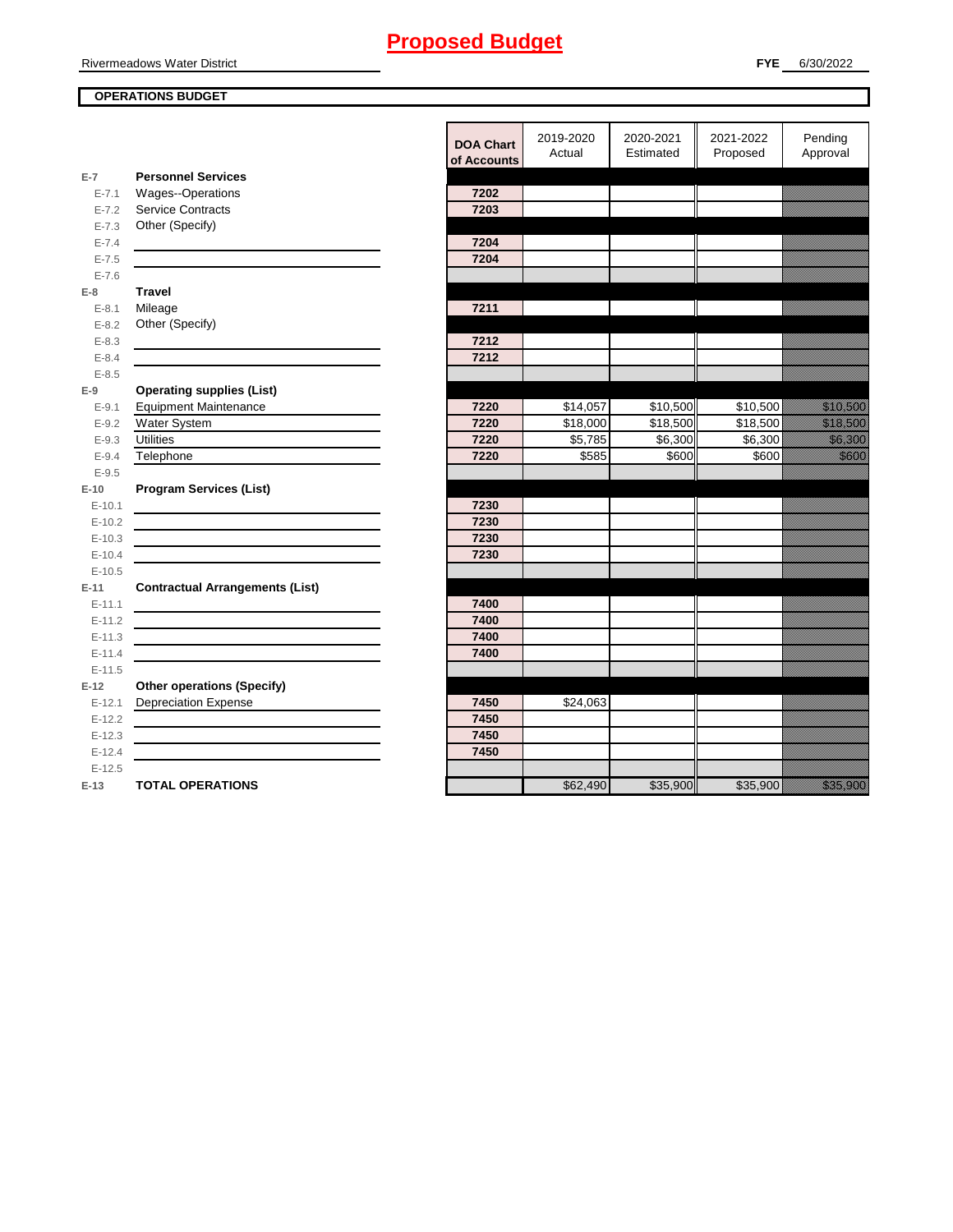# Proposed Budget

Rivermeadows Water District **FYE** 6/30/2022

**OPERATIONS BUDGET**

| | | DOA Chart of Accounts | 2019-2020 Actual | 2020-2021 Estimated | 2021-2022 Proposed | Pending Approval |
|---|---|---|---|---|---|---|
| **E-7** | **Personnel Services** | | | | | |
| E-7.1 | Wages--Operations | 7202 | | | | |
| E-7.2 | Service Contracts | 7203 | | | | |
| E-7.3 | Other (Specify) | | | | | |
| E-7.4 | | 7204 | | | | |
| E-7.5 | | 7204 | | | | |
| E-7.6 | | | | | | |
| **E-8** | **Travel** | | | | | |
| E-8.1 | Mileage | 7211 | | | | |
| E-8.2 | Other (Specify) | | | | | |
| E-8.3 | | 7212 | | | | |
| E-8.4 | | 7212 | | | | |
| E-8.5 | | | | | | |
| **E-9** | **Operating supplies (List)** | | | | | |
| E-9.1 | Equipment Maintenance | 7220 | $14,057 | $10,500 | $10,500 | $10,500 |
| E-9.2 | Water System | 7220 | $18,000 | $18,500 | $18,500 | $18,500 |
| E-9.3 | Utilities | 7220 | $5,785 | $6,300 | $6,300 | $6,300 |
| E-9.4 | Telephone | 7220 | $585 | $600 | $600 | $600 |
| E-9.5 | | | | | | |
| **E-10** | **Program Services (List)** | | | | | |
| E-10.1 | | 7230 | | | | |
| E-10.2 | | 7230 | | | | |
| E-10.3 | | 7230 | | | | |
| E-10.4 | | 7230 | | | | |
| E-10.5 | | | | | | |
| **E-11** | **Contractual Arrangements (List)** | | | | | |
| E-11.1 | | 7400 | | | | |
| E-11.2 | | 7400 | | | | |
| E-11.3 | | 7400 | | | | |
| E-11.4 | | 7400 | | | | |
| E-11.5 | | | | | | |
| **E-12** | **Other operations (Specify)** | | | | | |
| E-12.1 | Depreciation Expense | 7450 | $24,063 | | | |
| E-12.2 | | 7450 | | | | |
| E-12.3 | | 7450 | | | | |
| E-12.4 | | 7450 | | | | |
| E-12.5 | | | | | | |
| **E-13** | **TOTAL OPERATIONS** | | $62,490 | $35,900 | $35,900 | $35,900 |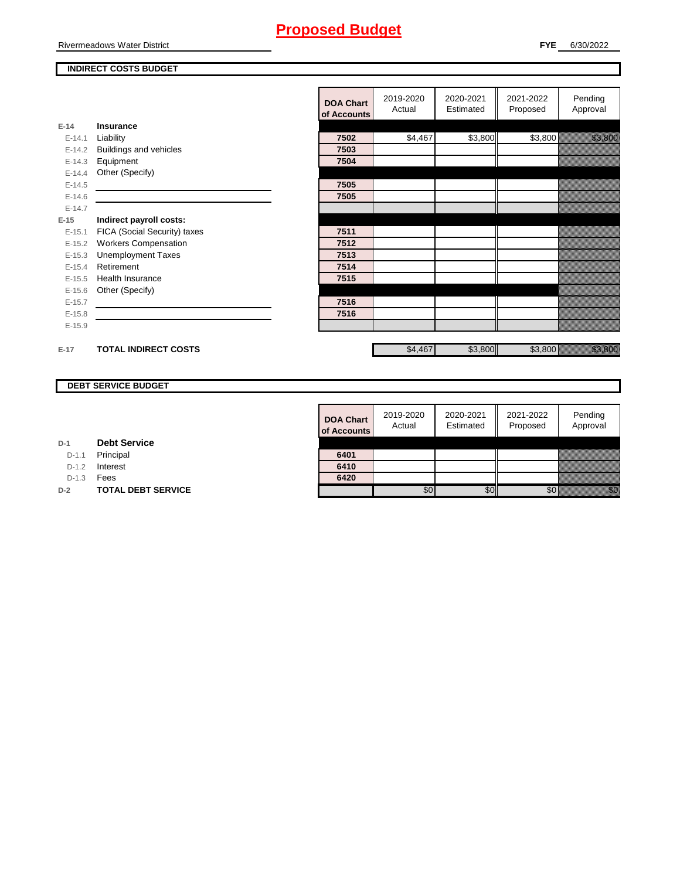# Proposed Budget

Rivermeadows Water District

**FYE** 6/30/2022

## INDIRECT COSTS BUDGET

| | | DOA Chart of Accounts | 2019-2020 Actual | 2020-2021 Estimated | 2021-2022 Proposed | Pending Approval |
|---|---|---|---|---|---|---|
| **E-14** | **Insurance** | | | | | |
| E-14.1 | Liability | **7502** | $4,467 | $3,800 | $3,800 | $3,800 |
| E-14.2 | Buildings and vehicles | **7503** | | | | |
| E-14.3 | Equipment | **7504** | | | | |
| E-14.4 | Other (Specify) | | | | | |
| E-14.5 | | **7505** | | | | |
| E-14.6 | | **7505** | | | | |
| E-14.7 | | | | | | |
| **E-15** | **Indirect payroll costs:** | | | | | |
| E-15.1 | FICA (Social Security) taxes | **7511** | | | | |
| E-15.2 | Workers Compensation | **7512** | | | | |
| E-15.3 | Unemployment Taxes | **7513** | | | | |
| E-15.4 | Retirement | **7514** | | | | |
| E-15.5 | Health Insurance | **7515** | | | | |
| E-15.6 | Other (Specify) | | | | | |
| E-15.7 | | **7516** | | | | |
| E-15.8 | | **7516** | | | | |
| E-15.9 | | | | | | |
| **E-17** | **TOTAL INDIRECT COSTS** | | $4,467 | $3,800 | $3,800 | $3,800 |

## DEBT SERVICE BUDGET

| | | DOA Chart of Accounts | 2019-2020 Actual | 2020-2021 Estimated | 2021-2022 Proposed | Pending Approval |
|---|---|---|---|---|---|---|
| **D-1** | **Debt Service** | | | | | |
| D-1.1 | Principal | **6401** | | | | |
| D-1.2 | Interest | **6410** | | | | |
| D-1.3 | Fees | **6420** | | | | |
| **D-2** | **TOTAL DEBT SERVICE** | | $0 | $0 | $0 | $0 |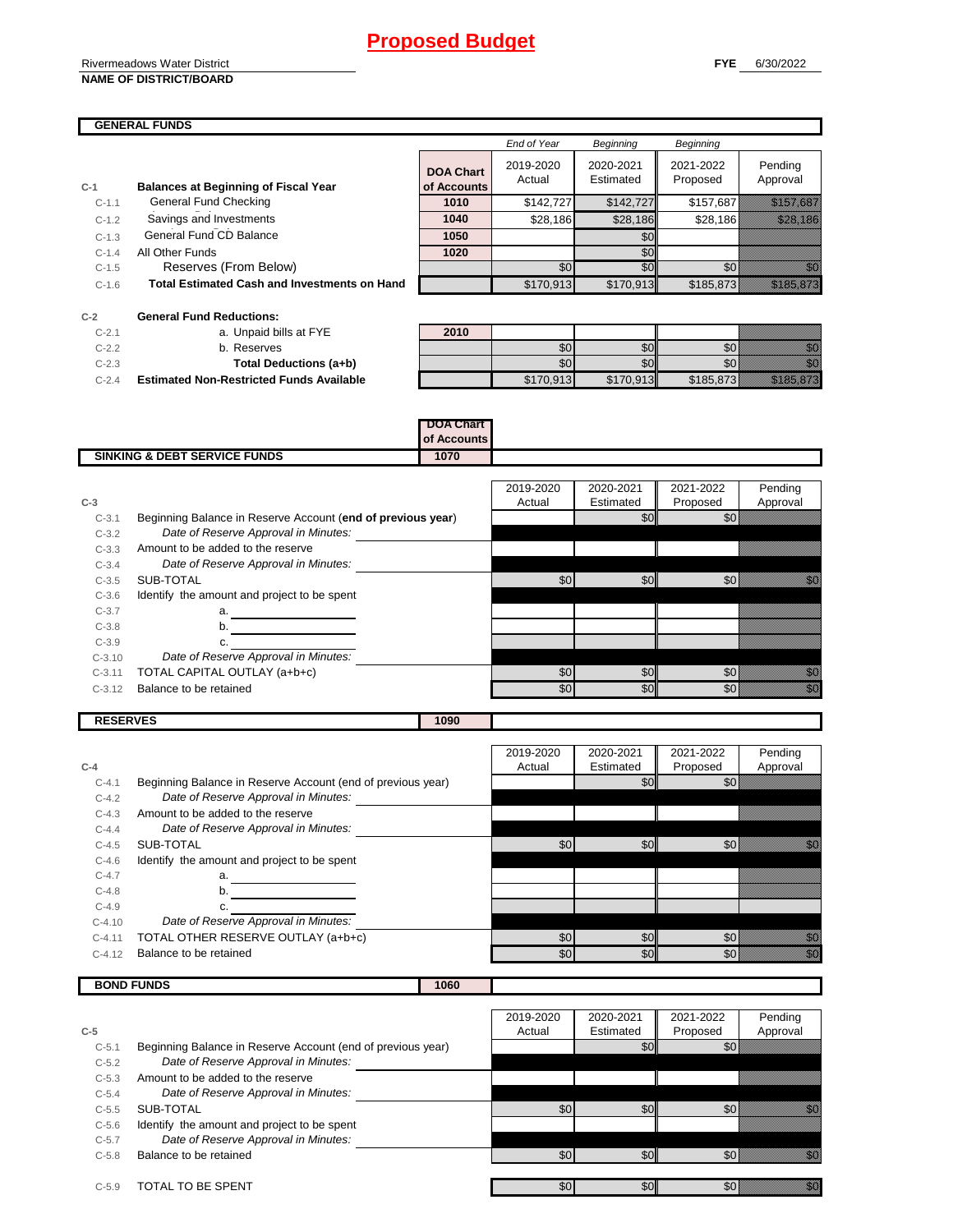# Proposed Budget

Rivermeadows Water District
**NAME OF DISTRICT/BOARD**

**FYE** 6/30/2022

## GENERAL FUNDS

| | | DOA Chart of Accounts | End of Year 2019-2020 Actual | Beginning 2020-2021 Estimated | Beginning 2021-2022 Proposed | Pending Approval |
|---|---|---|---|---|---|---|
| C-1 | **Balances at Beginning of Fiscal Year** | | | | | |
| C-1.1 | General Fund Checking | 1010 | $142,727 | $142,727 | $157,687 | $157,687 |
| C-1.2 | Savings and Investments | 1040 | $28,186 | $28,186 | $28,186 | $28,186 |
| C-1.3 | General Fund CD Balance | 1050 | | $0 | | |
| C-1.4 | All Other Funds | 1020 | | $0 | | |
| C-1.5 | Reserves (From Below) | | $0 | $0 | $0 | $0 |
| C-1.6 | **Total Estimated Cash and Investments on Hand** | | $170,913 | $170,913 | $185,873 | $185,873 |
| C-2 | **General Fund Reductions:** | | | | | |
| C-2.1 | a. Unpaid bills at FYE | 2010 | | | | |
| C-2.2 | b. Reserves | | $0 | $0 | $0 | $0 |
| C-2.3 | **Total Deductions (a+b)** | | $0 | $0 | $0 | $0 |
| C-2.4 | **Estimated Non-Restricted Funds Available** | | $170,913 | $170,913 | $185,873 | $185,873 |

## SINKING & DEBT SERVICE FUNDS — DOA Chart of Accounts 1070

| C-3 | | 2019-2020 Actual | 2020-2021 Estimated | 2021-2022 Proposed | Pending Approval |
|---|---|---|---|---|---|
| C-3.1 | Beginning Balance in Reserve Account (**end of previous year**) | | $0 | $0 | |
| C-3.2 | *Date of Reserve Approval in Minutes:* | | | | |
| C-3.3 | Amount to be added to the reserve | | | | |
| C-3.4 | *Date of Reserve Approval in Minutes:* | | | | |
| C-3.5 | SUB-TOTAL | $0 | $0 | $0 | $0 |
| C-3.6 | Identify the amount and project to be spent | | | | |
| C-3.7 | a. | | | | |
| C-3.8 | b. | | | | |
| C-3.9 | c. | | | | |
| C-3.10 | *Date of Reserve Approval in Minutes:* | | | | |
| C-3.11 | TOTAL CAPITAL OUTLAY (a+b+c) | $0 | $0 | $0 | $0 |
| C-3.12 | Balance to be retained | $0 | $0 | $0 | $0 |

## RESERVES — 1090

| C-4 | | 2019-2020 Actual | 2020-2021 Estimated | 2021-2022 Proposed | Pending Approval |
|---|---|---|---|---|---|
| C-4.1 | Beginning Balance in Reserve Account (end of previous year) | | $0 | $0 | |
| C-4.2 | *Date of Reserve Approval in Minutes:* | | | | |
| C-4.3 | Amount to be added to the reserve | | | | |
| C-4.4 | *Date of Reserve Approval in Minutes:* | | | | |
| C-4.5 | SUB-TOTAL | $0 | $0 | $0 | $0 |
| C-4.6 | Identify the amount and project to be spent | | | | |
| C-4.7 | a. | | | | |
| C-4.8 | b. | | | | |
| C-4.9 | c. | | | | |
| C-4.10 | *Date of Reserve Approval in Minutes:* | | | | |
| C-4.11 | TOTAL OTHER RESERVE OUTLAY (a+b+c) | $0 | $0 | $0 | $0 |
| C-4.12 | Balance to be retained | $0 | $0 | $0 | $0 |

## BOND FUNDS — 1060

| C-5 | | 2019-2020 Actual | 2020-2021 Estimated | 2021-2022 Proposed | Pending Approval |
|---|---|---|---|---|---|
| C-5.1 | Beginning Balance in Reserve Account (end of previous year) | | $0 | $0 | |
| C-5.2 | *Date of Reserve Approval in Minutes:* | | | | |
| C-5.3 | Amount to be added to the reserve | | | | |
| C-5.4 | *Date of Reserve Approval in Minutes:* | | | | |
| C-5.5 | SUB-TOTAL | $0 | $0 | $0 | $0 |
| C-5.6 | Identify the amount and project to be spent | | | | |
| C-5.7 | *Date of Reserve Approval in Minutes:* | | | | |
| C-5.8 | Balance to be retained | $0 | $0 | $0 | $0 |
| C-5.9 | TOTAL TO BE SPENT | $0 | $0 | $0 | $0 |